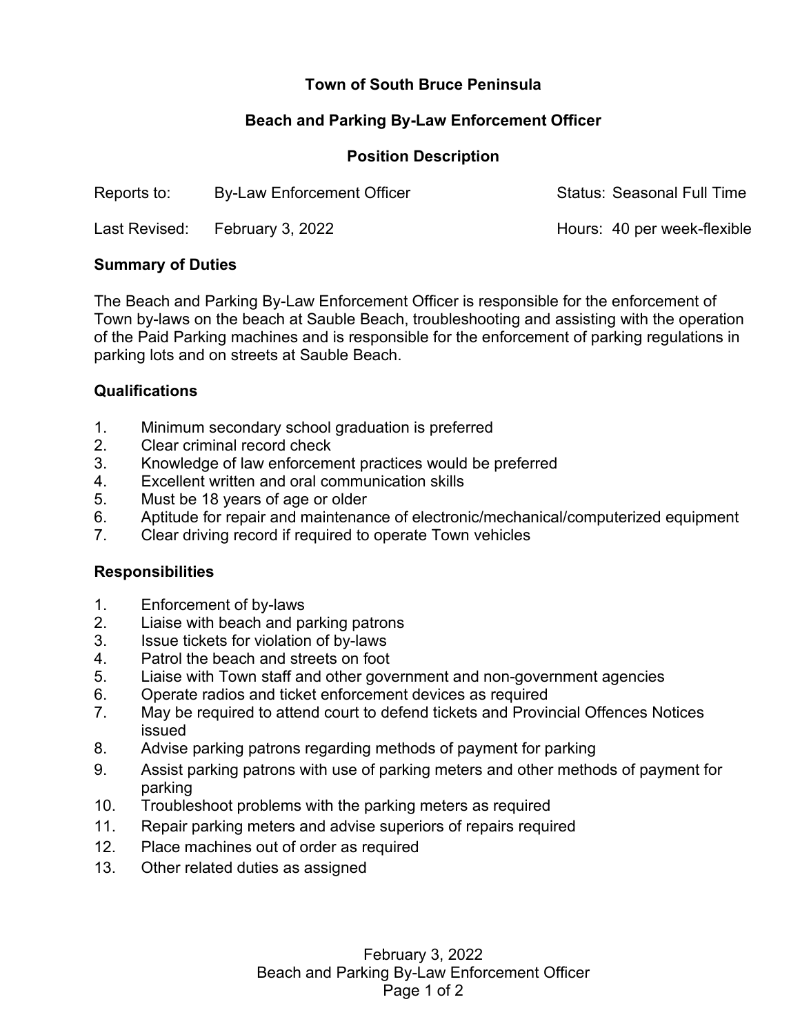# Town of South Bruce Peninsula

## Beach and Parking By-Law Enforcement Officer

## Position Description

| | | |
|---|---|---|
| Reports to: | By-Law Enforcement Officer | Status: Seasonal Full Time |
| Last Revised: | February 3, 2022 | Hours: 40 per week-flexible |

### Summary of Duties

The Beach and Parking By-Law Enforcement Officer is responsible for the enforcement of Town by-laws on the beach at Sauble Beach, troubleshooting and assisting with the operation of the Paid Parking machines and is responsible for the enforcement of parking regulations in parking lots and on streets at Sauble Beach.

### Qualifications

1. Minimum secondary school graduation is preferred
2. Clear criminal record check
3. Knowledge of law enforcement practices would be preferred
4. Excellent written and oral communication skills
5. Must be 18 years of age or older
6. Aptitude for repair and maintenance of electronic/mechanical/computerized equipment
7. Clear driving record if required to operate Town vehicles

### Responsibilities

1. Enforcement of by-laws
2. Liaise with beach and parking patrons
3. Issue tickets for violation of by-laws
4. Patrol the beach and streets on foot
5. Liaise with Town staff and other government and non-government agencies
6. Operate radios and ticket enforcement devices as required
7. May be required to attend court to defend tickets and Provincial Offences Notices issued
8. Advise parking patrons regarding methods of payment for parking
9. Assist parking patrons with use of parking meters and other methods of payment for parking
10. Troubleshoot problems with the parking meters as required
11. Repair parking meters and advise superiors of repairs required
12. Place machines out of order as required
13. Other related duties as assigned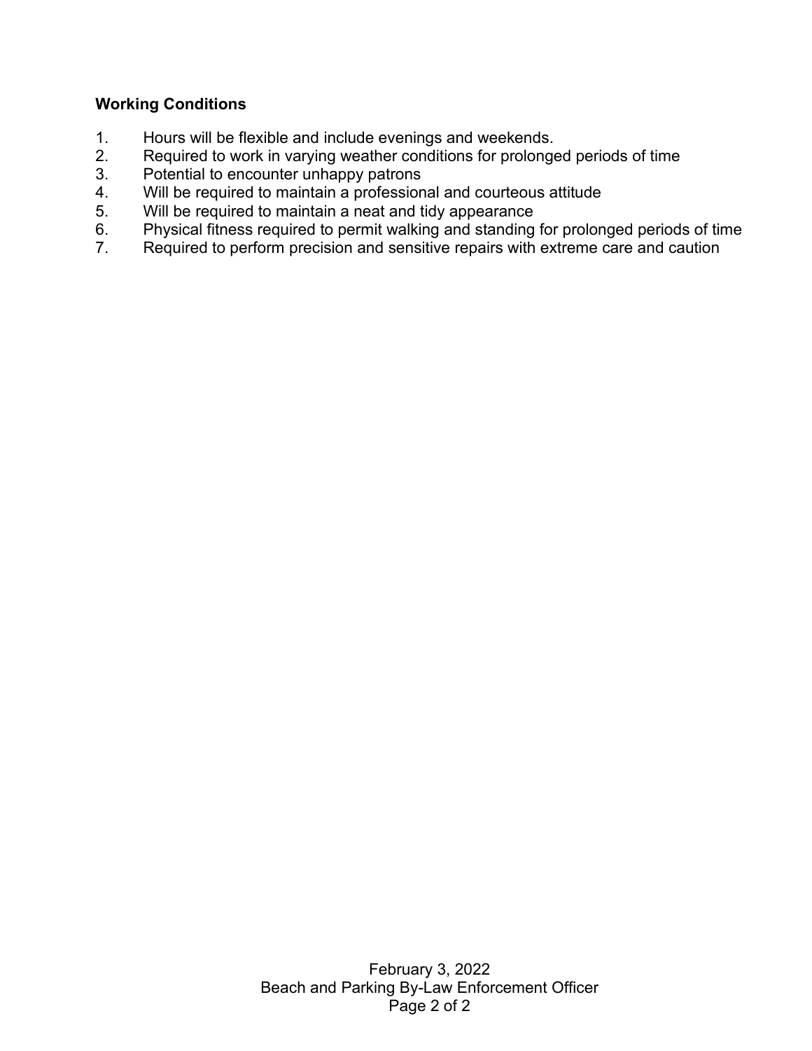**Working Conditions**

1. Hours will be flexible and include evenings and weekends.
2. Required to work in varying weather conditions for prolonged periods of time
3. Potential to encounter unhappy patrons
4. Will be required to maintain a professional and courteous attitude
5. Will be required to maintain a neat and tidy appearance
6. Physical fitness required to permit walking and standing for prolonged periods of time
7. Required to perform precision and sensitive repairs with extreme care and caution